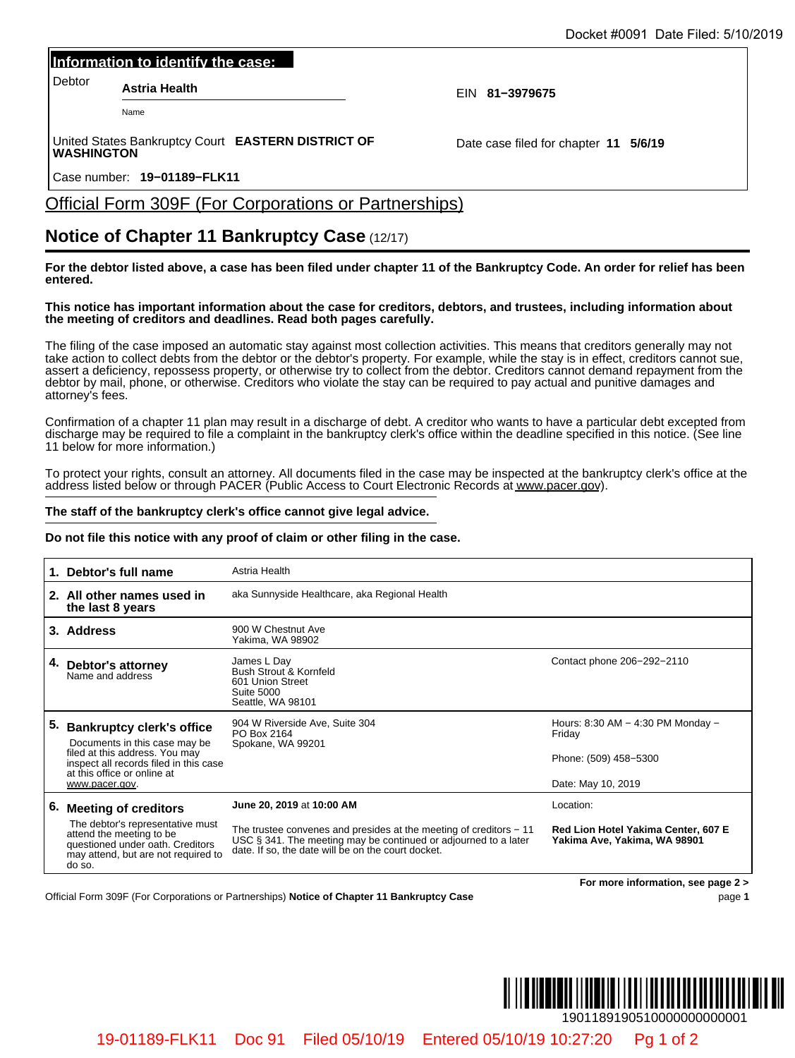Docket #0091 Date Filed: 5/10/2019

**Information to identify the case:**

| | | |
|---|---|---|
| Debtor | **Astria Health** (Name) | EIN **81−3979675** |
| United States Bankruptcy Court **EASTERN DISTRICT OF WASHINGTON** | | Date case filed for chapter **11** **5/6/19** |
| Case number: **19−01189−FLK11** | | |

# Official Form 309F (For Corporations or Partnerships)

## Notice of Chapter 11 Bankruptcy Case (12/17)

**For the debtor listed above, a case has been filed under chapter 11 of the Bankruptcy Code. An order for relief has been entered.**

**This notice has important information about the case for creditors, debtors, and trustees, including information about the meeting of creditors and deadlines. Read both pages carefully.**

The filing of the case imposed an automatic stay against most collection activities. This means that creditors generally may not take action to collect debts from the debtor or the debtor's property. For example, while the stay is in effect, creditors cannot sue, assert a deficiency, repossess property, or otherwise try to collect from the debtor. Creditors cannot demand repayment from the debtor by mail, phone, or otherwise. Creditors who violate the stay can be required to pay actual and punitive damages and attorney's fees.

Confirmation of a chapter 11 plan may result in a discharge of debt. A creditor who wants to have a particular debt excepted from discharge may be required to file a complaint in the bankruptcy clerk's office within the deadline specified in this notice. (See line 11 below for more information.)

To protect your rights, consult an attorney. All documents filed in the case may be inspected at the bankruptcy clerk's office at the address listed below or through PACER (Public Access to Court Electronic Records at www.pacer.gov).

**The staff of the bankruptcy clerk's office cannot give legal advice.**

**Do not file this notice with any proof of claim or other filing in the case.**

| | | |
|---|---|---|
| **1. Debtor's full name** | Astria Health | |
| **2. All other names used in the last 8 years** | aka Sunnyside Healthcare, aka Regional Health | |
| **3. Address** | 900 W Chestnut Ave<br>Yakima, WA 98902 | |
| **4. Debtor's attorney**<br>Name and address | James L Day<br>Bush Strout & Kornfeld<br>601 Union Street<br>Suite 5000<br>Seattle, WA 98101 | Contact phone 206−292−2110 |
| **5. Bankruptcy clerk's office**<br>Documents in this case may be filed at this address. You may inspect all records filed in this case at this office or online at www.pacer.gov. | 904 W Riverside Ave, Suite 304<br>PO Box 2164<br>Spokane, WA 99201 | Hours: 8:30 AM − 4:30 PM Monday − Friday<br><br>Phone: (509) 458−5300<br><br>Date: May 10, 2019 |
| **6. Meeting of creditors**<br>The debtor's representative must attend the meeting to be questioned under oath. Creditors may attend, but are not required to do so. | **June 20, 2019** at **10:00 AM**<br><br>The trustee convenes and presides at the meeting of creditors − 11 USC § 341. The meeting may be continued or adjourned to a later date. If so, the date will be on the court docket. | Location:<br><br>**Red Lion Hotel Yakima Center, 607 E Yakima Ave, Yakima, WA 98901** |

**For more information, see page 2 >**

Official Form 309F (For Corporations or Partnerships) **Notice of Chapter 11 Bankruptcy Case**

1901189190510000000000001

19-01189-FLK11 Doc 91 Filed 05/10/19 Entered 05/10/19 10:27:20 Pg 1 of 2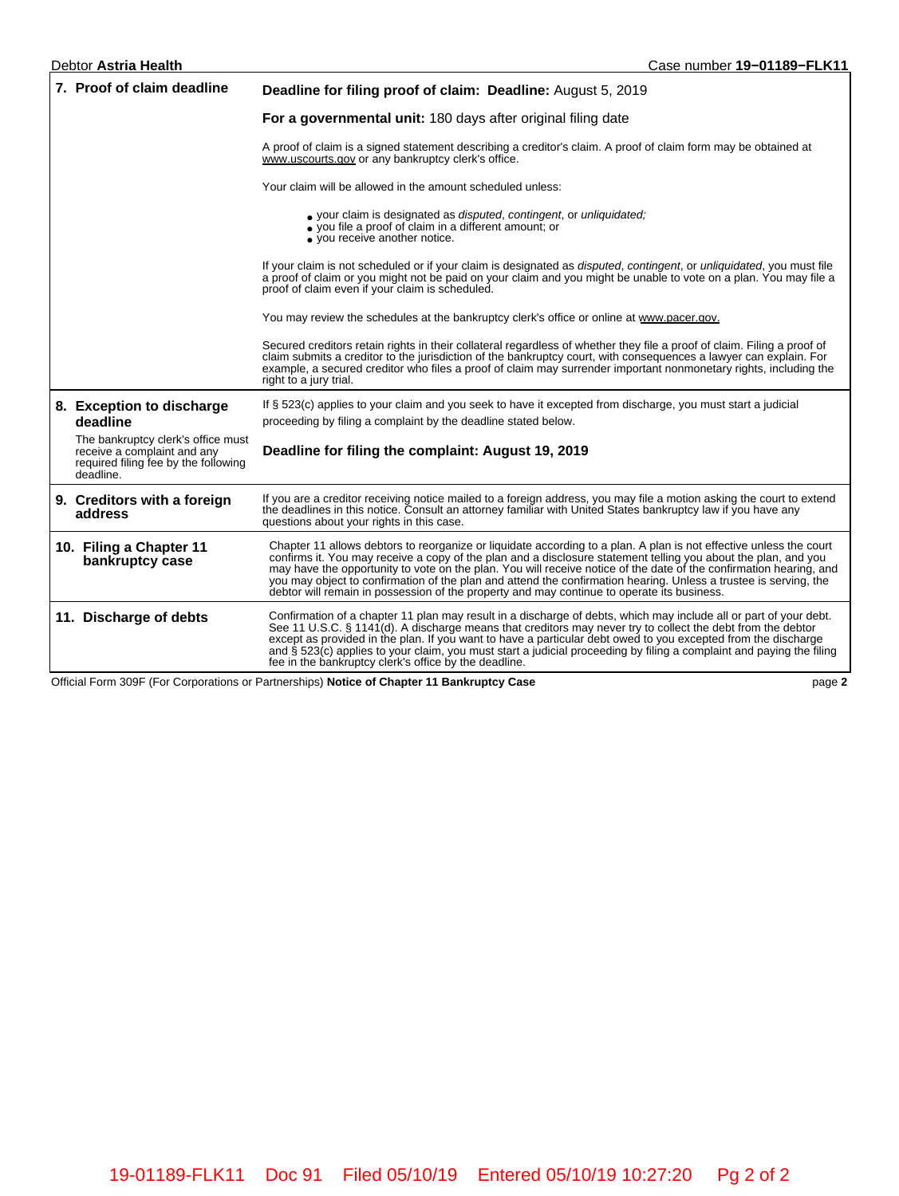Debtor **Astria Health** Case number **19−01189−FLK11**

| | |
|---|---|
| **7. Proof of claim deadline** | **Deadline for filing proof of claim: Deadline:** August 5, 2019<br><br>**For a governmental unit:** 180 days after original filing date<br><br>A proof of claim is a signed statement describing a creditor's claim. A proof of claim form may be obtained at www.uscourts.gov or any bankruptcy clerk's office.<br><br>Your claim will be allowed in the amount scheduled unless:<br><br>• your claim is designated as *disputed*, *contingent*, or *unliquidated;*<br>• you file a proof of claim in a different amount; or<br>• you receive another notice.<br><br>If your claim is not scheduled or if your claim is designated as *disputed*, *contingent*, or *unliquidated*, you must file a proof of claim or you might not be paid on your claim and you might be unable to vote on a plan. You may file a proof of claim even if your claim is scheduled.<br><br>You may review the schedules at the bankruptcy clerk's office or online at www.pacer.gov.<br><br>Secured creditors retain rights in their collateral regardless of whether they file a proof of claim. Filing a proof of claim submits a creditor to the jurisdiction of the bankruptcy court, with consequences a lawyer can explain. For example, a secured creditor who files a proof of claim may surrender important nonmonetary rights, including the right to a jury trial. |
| **8. Exception to discharge deadline**<br><br>The bankruptcy clerk's office must receive a complaint and any required filing fee by the following deadline. | If § 523(c) applies to your claim and you seek to have it excepted from discharge, you must start a judicial proceeding by filing a complaint by the deadline stated below.<br><br>**Deadline for filing the complaint: August 19, 2019** |
| **9. Creditors with a foreign address** | If you are a creditor receiving notice mailed to a foreign address, you may file a motion asking the court to extend the deadlines in this notice. Consult an attorney familiar with United States bankruptcy law if you have any questions about your rights in this case. |
| **10. Filing a Chapter 11 bankruptcy case** | Chapter 11 allows debtors to reorganize or liquidate according to a plan. A plan is not effective unless the court confirms it. You may receive a copy of the plan and a disclosure statement telling you about the plan, and you may have the opportunity to vote on the plan. You will receive notice of the date of the confirmation hearing, and you may object to confirmation of the plan and attend the confirmation hearing. Unless a trustee is serving, the debtor will remain in possession of the property and may continue to operate its business. |
| **11. Discharge of debts** | Confirmation of a chapter 11 plan may result in a discharge of debts, which may include all or part of your debt. See 11 U.S.C. § 1141(d). A discharge means that creditors may never try to collect the debt from the debtor except as provided in the plan. If you want to have a particular debt owed to you excepted from the discharge and § 523(c) applies to your claim, you must start a judicial proceeding by filing a complaint and paying the filing fee in the bankruptcy clerk's office by the deadline. |

Official Form 309F (For Corporations or Partnerships) **Notice of Chapter 11 Bankruptcy Case**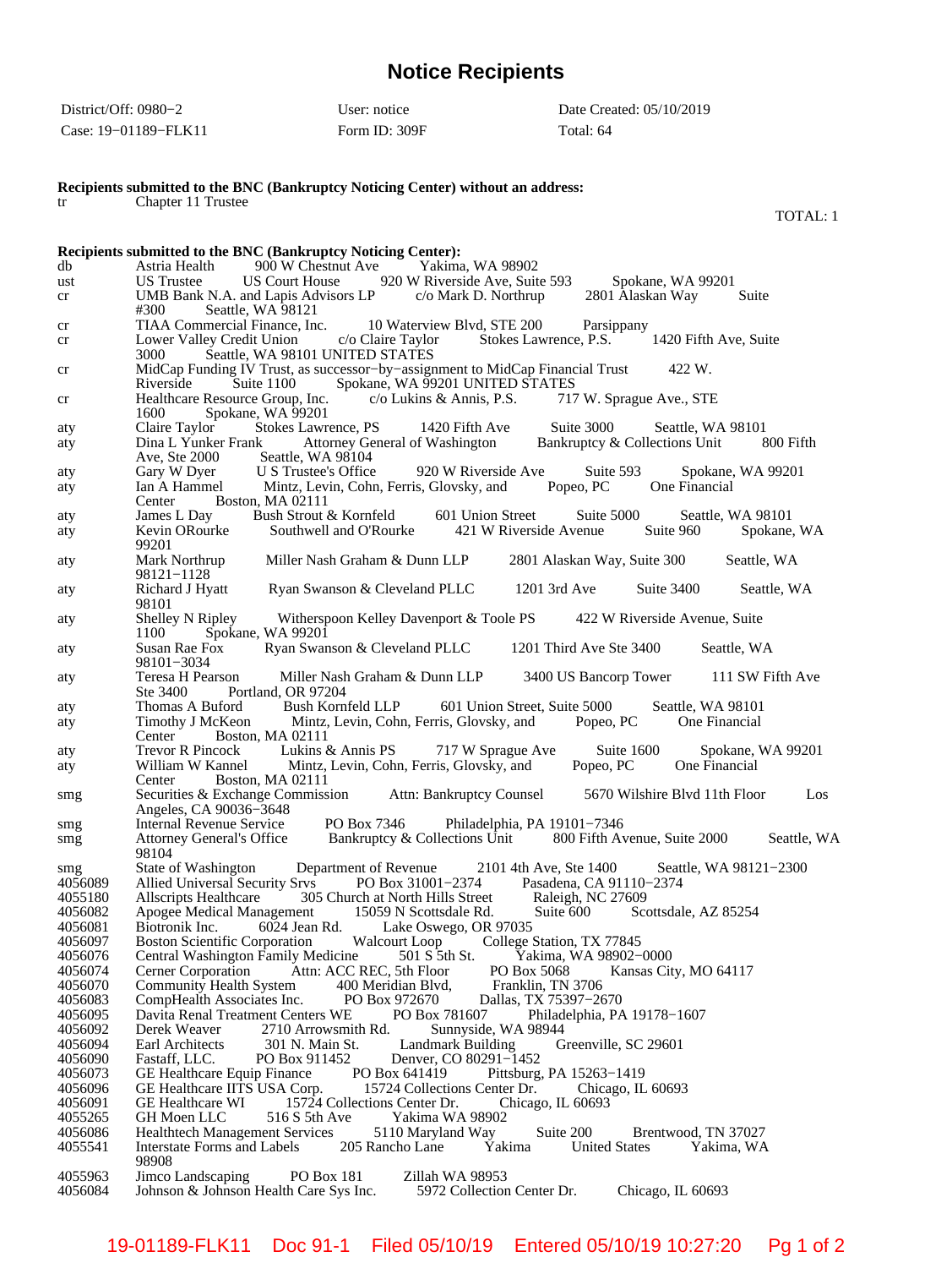# Notice Recipients

| District/Off: 0980−2 | User: notice | Date Created: 05/10/2019 |
|---|---|---|
| Case: 19−01189−FLK11 | Form ID: 309F | Total: 64 |

**Recipients submitted to the BNC (Bankruptcy Noticing Center) without an address:**

| | |
|---|---|
| tr | Chapter 11 Trustee |

TOTAL: 1

**Recipients submitted to the BNC (Bankruptcy Noticing Center):**

| | |
|---|---|
| db | Astria Health 900 W Chestnut Ave Yakima, WA 98902 |
| ust | US Trustee US Court House 920 W Riverside Ave, Suite 593 Spokane, WA 99201 |
| cr | UMB Bank N.A. and Lapis Advisors LP c/o Mark D. Northrup 2801 Alaskan Way Suite #300 Seattle, WA 98121 |
| cr | TIAA Commercial Finance, Inc. 10 Waterview Blvd, STE 200 Parsippany |
| cr | Lower Valley Credit Union c/o Claire Taylor Stokes Lawrence, P.S. 1420 Fifth Ave, Suite 3000 Seattle, WA 98101 UNITED STATES |
| cr | MidCap Funding IV Trust, as successor−by−assignment to MidCap Financial Trust 422 W. Riverside Suite 1100 Spokane, WA 99201 UNITED STATES |
| cr | Healthcare Resource Group, Inc. c/o Lukins & Annis, P.S. 717 W. Sprague Ave., STE 1600 Spokane, WA 99201 |
| aty | Claire Taylor Stokes Lawrence, PS 1420 Fifth Ave Suite 3000 Seattle, WA 98101 |
| aty | Dina L Yunker Frank Attorney General of Washington Bankruptcy & Collections Unit 800 Fifth Ave, Ste 2000 Seattle, WA 98104 |
| aty | Gary W Dyer U S Trustee's Office 920 W Riverside Ave Suite 593 Spokane, WA 99201 |
| aty | Ian A Hammel Mintz, Levin, Cohn, Ferris, Glovsky, and Popeo, PC One Financial Center Boston, MA 02111 |
| aty | James L Day Bush Strout & Kornfeld 601 Union Street Suite 5000 Seattle, WA 98101 |
| aty | Kevin ORourke Southwell and O'Rourke 421 W Riverside Avenue Suite 960 Spokane, WA 99201 |
| aty | Mark Northrup Miller Nash Graham & Dunn LLP 2801 Alaskan Way, Suite 300 Seattle, WA 98121−1128 |
| aty | Richard J Hyatt Ryan Swanson & Cleveland PLLC 1201 3rd Ave Suite 3400 Seattle, WA 98101 |
| aty | Shelley N Ripley Witherspoon Kelley Davenport & Toole PS 422 W Riverside Avenue, Suite 1100 Spokane, WA 99201 |
| aty | Susan Rae Fox Ryan Swanson & Cleveland PLLC 1201 Third Ave Ste 3400 Seattle, WA 98101−3034 |
| aty | Teresa H Pearson Miller Nash Graham & Dunn LLP 3400 US Bancorp Tower 111 SW Fifth Ave Ste 3400 Portland, OR 97204 |
| aty | Thomas A Buford Bush Kornfeld LLP 601 Union Street, Suite 5000 Seattle, WA 98101 |
| aty | Timothy J McKeon Mintz, Levin, Cohn, Ferris, Glovsky, and Popeo, PC One Financial Center Boston, MA 02111 |
| aty | Trevor R Pincock Lukins & Annis PS 717 W Sprague Ave Suite 1600 Spokane, WA 99201 |
| aty | William W Kannel Mintz, Levin, Cohn, Ferris, Glovsky, and Popeo, PC One Financial Center Boston, MA 02111 |
| smg | Securities & Exchange Commission Attn: Bankruptcy Counsel 5670 Wilshire Blvd 11th Floor Los Angeles, CA 90036−3648 |
| smg | Internal Revenue Service PO Box 7346 Philadelphia, PA 19101−7346 |
| smg | Attorney General's Office Bankruptcy & Collections Unit 800 Fifth Avenue, Suite 2000 Seattle, WA 98104 |
| smg | State of Washington Department of Revenue 2101 4th Ave, Ste 1400 Seattle, WA 98121−2300 |
| 4056089 | Allied Universal Security Srvs PO Box 31001−2374 Pasadena, CA 91110−2374 |
| 4055180 | Allscripts Healthcare 305 Church at North Hills Street Raleigh, NC 27609 |
| 4056082 | Apogee Medical Management 15059 N Scottsdale Rd. Suite 600 Scottsdale, AZ 85254 |
| 4056081 | Biotronik Inc. 6024 Jean Rd. Lake Oswego, OR 97035 |
| 4056097 | Boston Scientific Corporation Walcourt Loop College Station, TX 77845 |
| 4056076 | Central Washington Family Medicine 501 S 5th St. Yakima, WA 98902−0000 |
| 4056074 | Cerner Corporation Attn: ACC REC, 5th Floor PO Box 5068 Kansas City, MO 64117 |
| 4056070 | Community Health System 400 Meridian Blvd, Franklin, TN 3706 |
| 4056083 | CompHealth Associates Inc. PO Box 972670 Dallas, TX 75397−2670 |
| 4056095 | Davita Renal Treatment Centers WE PO Box 781607 Philadelphia, PA 19178−1607 |
| 4056092 | Derek Weaver 2710 Arrowsmith Rd. Sunnyside, WA 98944 |
| 4056094 | Earl Architects 301 N. Main St. Landmark Building Greenville, SC 29601 |
| 4056090 | Fastaff, LLC. PO Box 911452 Denver, CO 80291−1452 |
| 4056073 | GE Healthcare Equip Finance PO Box 641419 Pittsburg, PA 15263−1419 |
| 4056096 | GE Healthcare IITS USA Corp. 15724 Collections Center Dr. Chicago, IL 60693 |
| 4056091 | GE Healthcare WI 15724 Collections Center Dr. Chicago, IL 60693 |
| 4055265 | GH Moen LLC 516 S 5th Ave Yakima WA 98902 |
| 4056086 | Healthtech Management Services 5110 Maryland Way Suite 200 Brentwood, TN 37027 |
| 4055541 | Interstate Forms and Labels 205 Rancho Lane Yakima United States Yakima, WA 98908 |
| 4055963 | Jimco Landscaping PO Box 181 Zillah WA 98953 |
| 4056084 | Johnson & Johnson Health Care Sys Inc. 5972 Collection Center Dr. Chicago, IL 60693 |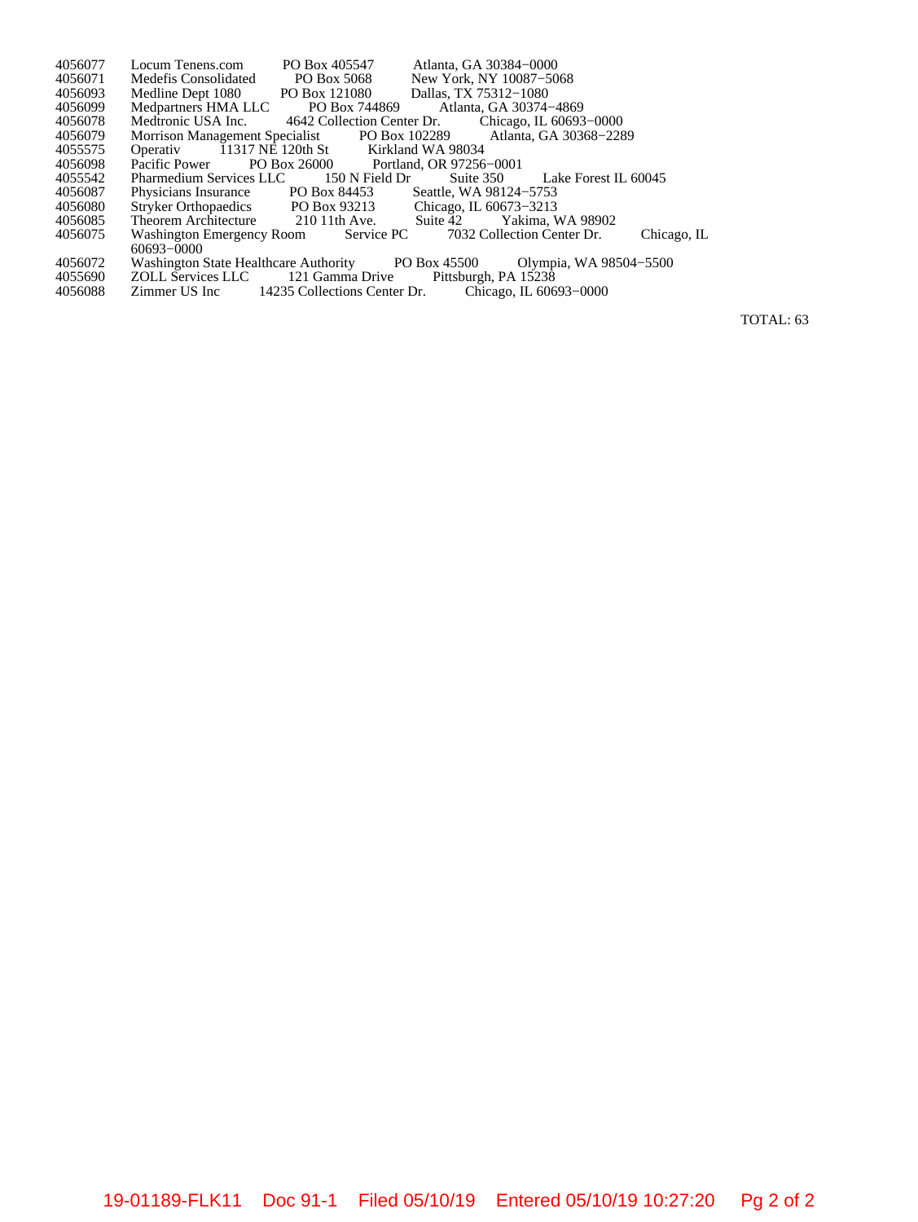| | | | | | |
|---|---|---|---|---|---|
| 4056077 | Locum Tenens.com | PO Box 405547 | Atlanta, GA 30384−0000 | | |
| 4056071 | Medefis Consolidated | PO Box 5068 | New York, NY 10087−5068 | | |
| 4056093 | Medline Dept 1080 | PO Box 121080 | Dallas, TX 75312−1080 | | |
| 4056099 | Medpartners HMA LLC | PO Box 744869 | Atlanta, GA 30374−4869 | | |
| 4056078 | Medtronic USA Inc. | 4642 Collection Center Dr. | Chicago, IL 60693−0000 | | |
| 4056079 | Morrison Management Specialist | PO Box 102289 | Atlanta, GA 30368−2289 | | |
| 4055575 | Operativ | 11317 NE 120th St | Kirkland WA 98034 | | |
| 4056098 | Pacific Power | PO Box 26000 | Portland, OR 97256−0001 | | |
| 4055542 | Pharmedium Services LLC | 150 N Field Dr | Suite 350 | Lake Forest IL 60045 | |
| 4056087 | Physicians Insurance | PO Box 84453 | Seattle, WA 98124−5753 | | |
| 4056080 | Stryker Orthopaedics | PO Box 93213 | Chicago, IL 60673−3213 | | |
| 4056085 | Theorem Architecture | 210 11th Ave. | Suite 42 | Yakima, WA 98902 | |
| 4056075 | Washington Emergency Room | Service PC | 7032 Collection Center Dr. | Chicago, IL 60693−0000 | |
| 4056072 | Washington State Healthcare Authority | PO Box 45500 | Olympia, WA 98504−5500 | | |
| 4055690 | ZOLL Services LLC | 121 Gamma Drive | Pittsburgh, PA 15238 | | |
| 4056088 | Zimmer US Inc | 14235 Collections Center Dr. | Chicago, IL 60693−0000 | | |

TOTAL: 63